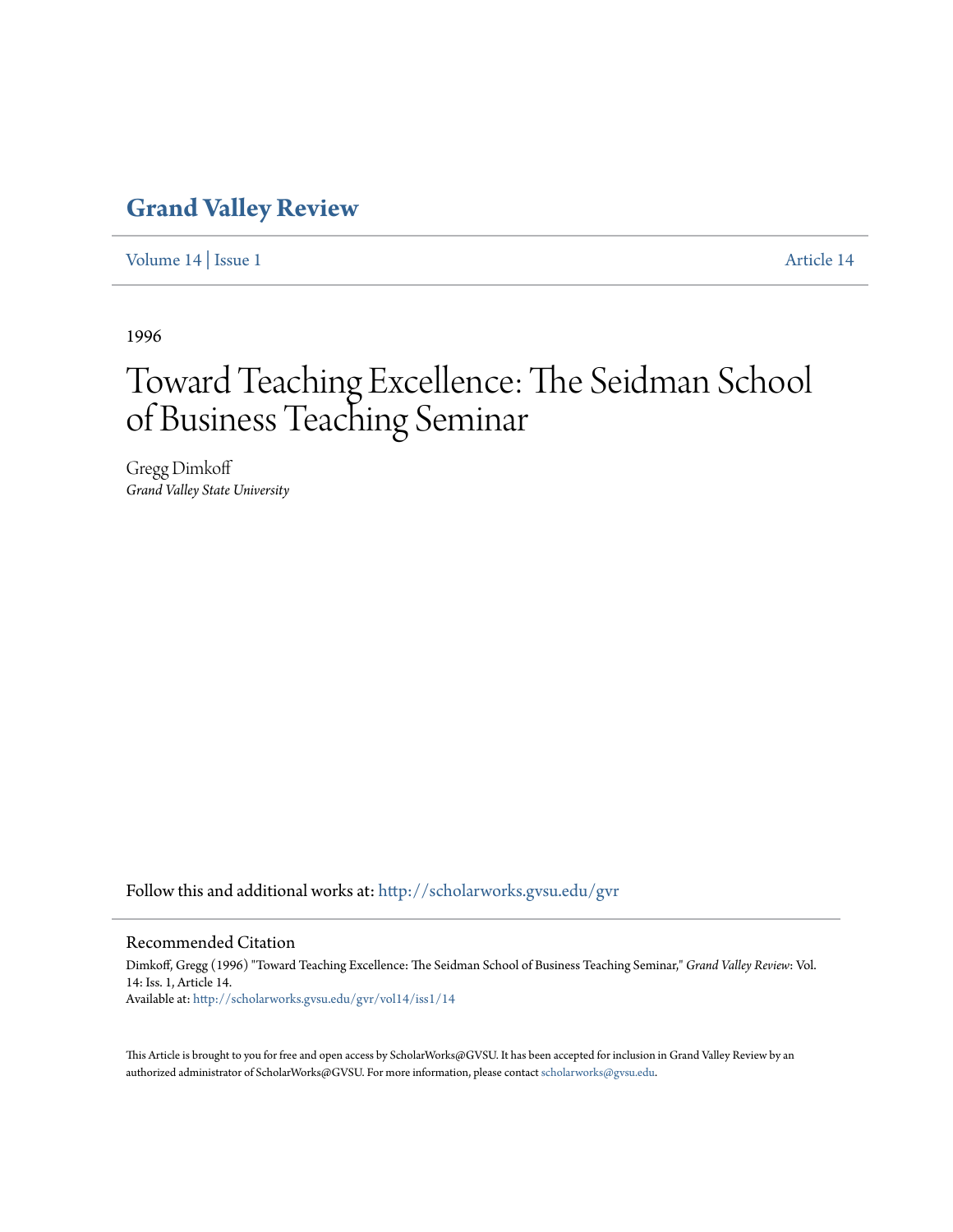# Grand Valley Review

Volume 14 | Issue 1 Article 14

1996

# Toward Teaching Excellence: The Seidman School of Business Teaching Seminar

Gregg Dimkoff
*Grand Valley State University*

Follow this and additional works at: http://scholarworks.gvsu.edu/gvr

## Recommended Citation

Dimkoff, Gregg (1996) "Toward Teaching Excellence: The Seidman School of Business Teaching Seminar," *Grand Valley Review*: Vol. 14: Iss. 1, Article 14.
Available at: http://scholarworks.gvsu.edu/gvr/vol14/iss1/14

This Article is brought to you for free and open access by ScholarWorks@GVSU. It has been accepted for inclusion in Grand Valley Review by an authorized administrator of ScholarWorks@GVSU. For more information, please contact scholarworks@gvsu.edu.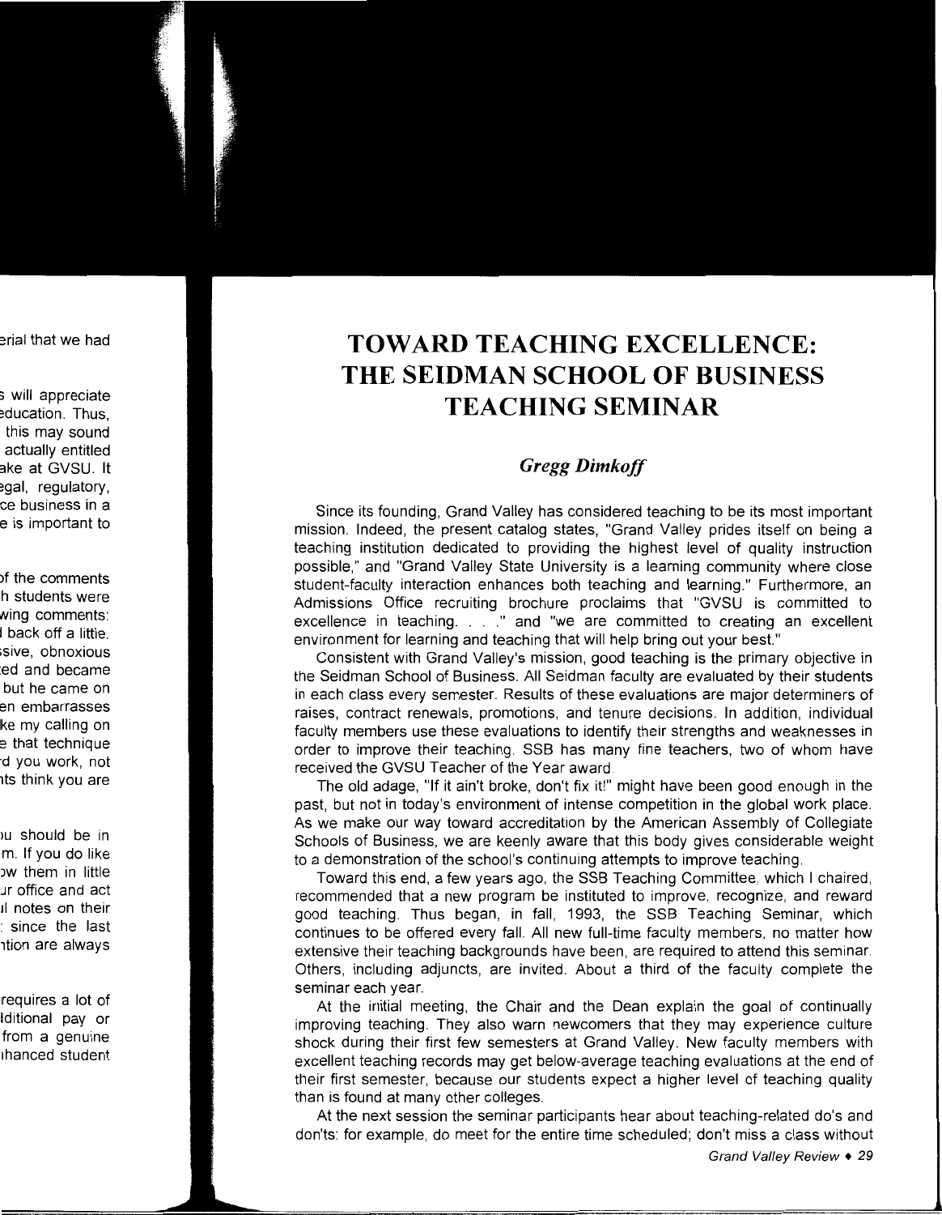# TOWARD TEACHING EXCELLENCE: THE SEIDMAN SCHOOL OF BUSINESS TEACHING SEMINAR

### *Gregg Dimkoff*

Since its founding, Grand Valley has considered teaching to be its most important mission. Indeed, the present catalog states, "Grand Valley prides itself on being a teaching institution dedicated to providing the highest level of quality instruction possible," and "Grand Valley State University is a learning community where close student-faculty interaction enhances both teaching and learning." Furthermore, an Admissions Office recruiting brochure proclaims that "GVSU is committed to excellence in teaching. . . ." and "we are committed to creating an excellent environment for learning and teaching that will help bring out your best."

Consistent with Grand Valley's mission, good teaching is the primary objective in the Seidman School of Business. All Seidman faculty are evaluated by their students in each class every semester. Results of these evaluations are major determiners of raises, contract renewals, promotions, and tenure decisions. In addition, individual faculty members use these evaluations to identify their strengths and weaknesses in order to improve their teaching. SSB has many fine teachers, two of whom have received the GVSU Teacher of the Year award.

The old adage, "If it ain't broke, don't fix it!" might have been good enough in the past, but not in today's environment of intense competition in the global work place. As we make our way toward accreditation by the American Assembly of Collegiate Schools of Business, we are keenly aware that this body gives considerable weight to a demonstration of the school's continuing attempts to improve teaching.

Toward this end, a few years ago, the SSB Teaching Committee, which I chaired, recommended that a new program be instituted to improve, recognize, and reward good teaching. Thus began, in fall, 1993, the SSB Teaching Seminar, which continues to be offered every fall. All new full-time faculty members, no matter how extensive their teaching backgrounds have been, are required to attend this seminar. Others, including adjuncts, are invited. About a third of the faculty complete the seminar each year.

At the initial meeting, the Chair and the Dean explain the goal of continually improving teaching. They also warn newcomers that they may experience culture shock during their first few semesters at Grand Valley. New faculty members with excellent teaching records may get below-average teaching evaluations at the end of their first semester, because our students expect a higher level of teaching quality than is found at many other colleges.

At the next session the seminar participants hear about teaching-related do's and don'ts: for example, do meet for the entire time scheduled; don't miss a class without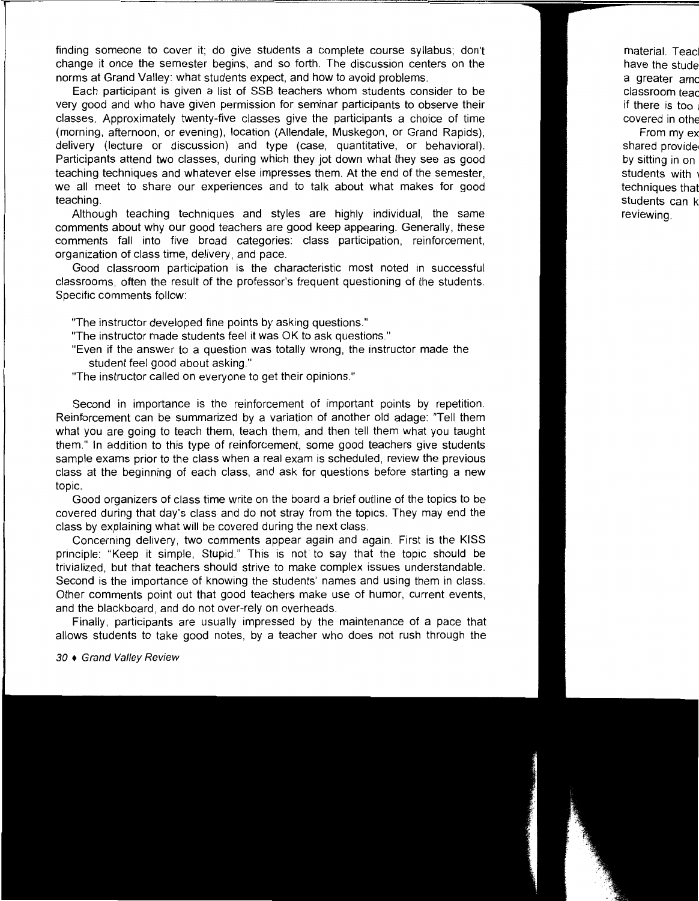finding someone to cover it; do give students a complete course syllabus; don't change it once the semester begins, and so forth. The discussion centers on the norms at Grand Valley: what students expect, and how to avoid problems.

Each participant is given a list of SSB teachers whom students consider to be very good and who have given permission for seminar participants to observe their classes. Approximately twenty-five classes give the participants a choice of time (morning, afternoon, or evening), location (Allendale, Muskegon, or Grand Rapids), delivery (lecture or discussion) and type (case, quantitative, or behavioral). Participants attend two classes, during which they jot down what they see as good teaching techniques and whatever else impresses them. At the end of the semester, we all meet to share our experiences and to talk about what makes for good teaching.

Although teaching techniques and styles are highly individual, the same comments about why our good teachers are good keep appearing. Generally, these comments fall into five broad categories: class participation, reinforcement, organization of class time, delivery, and pace.

Good classroom participation is the characteristic most noted in successful classrooms, often the result of the professor's frequent questioning of the students. Specific comments follow:

"The instructor developed fine points by asking questions."
"The instructor made students feel it was OK to ask questions."
"Even if the answer to a question was totally wrong, the instructor made the student feel good about asking."
"The instructor called on everyone to get their opinions."

Second in importance is the reinforcement of important points by repetition. Reinforcement can be summarized by a variation of another old adage: "Tell them what you are going to teach them, teach them, and then tell them what you taught them." In addition to this type of reinforcement, some good teachers give students sample exams prior to the class when a real exam is scheduled, review the previous class at the beginning of each class, and ask for questions before starting a new topic.

Good organizers of class time write on the board a brief outline of the topics to be covered during that day's class and do not stray from the topics. They may end the class by explaining what will be covered during the next class.

Concerning delivery, two comments appear again and again. First is the KISS principle: "Keep it simple, Stupid." This is not to say that the topic should be trivialized, but that teachers should strive to make complex issues understandable. Second is the importance of knowing the students' names and using them in class. Other comments point out that good teachers make use of humor, current events, and the blackboard, and do not over-rely on overheads.

Finally, participants are usually impressed by the maintenance of a pace that allows students to take good notes, by a teacher who does not rush through the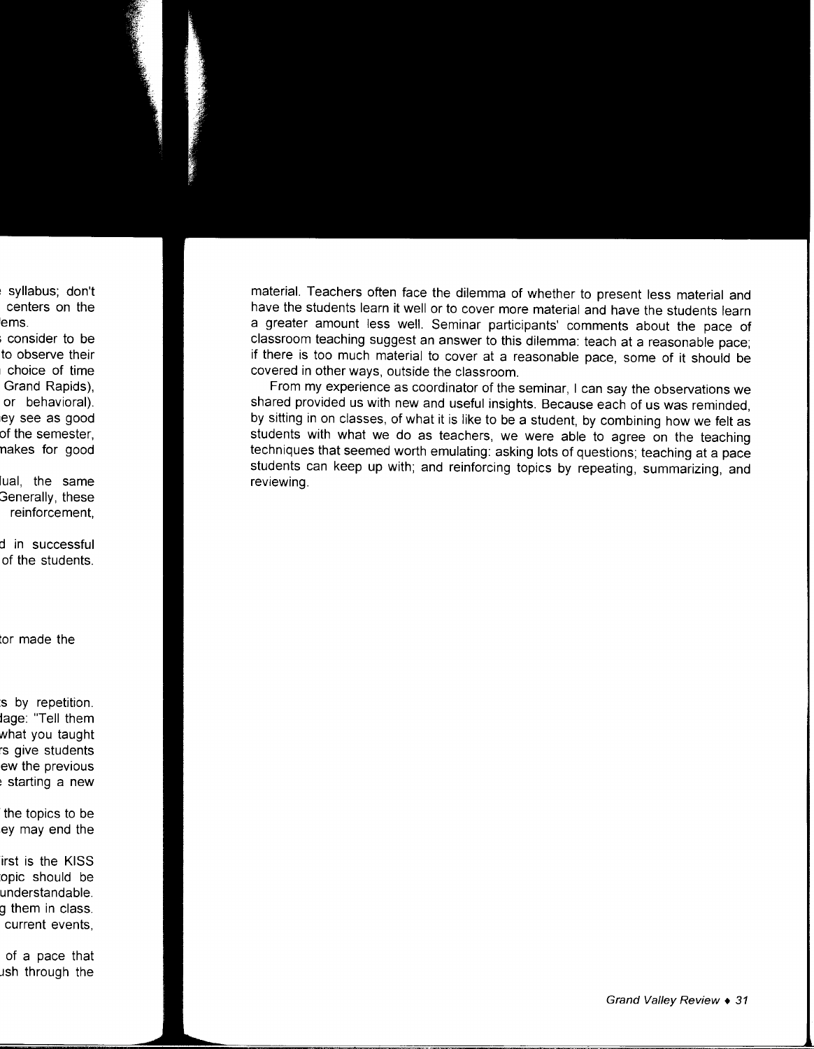material. Teachers often face the dilemma of whether to present less material and have the students learn it well or to cover more material and have the students learn a greater amount less well. Seminar participants' comments about the pace of classroom teaching suggest an answer to this dilemma: teach at a reasonable pace; if there is too much material to cover at a reasonable pace, some of it should be covered in other ways, outside the classroom.

From my experience as coordinator of the seminar, I can say the observations we shared provided us with new and useful insights. Because each of us was reminded, by sitting in on classes, of what it is like to be a student, by combining how we felt as students with what we do as teachers, we were able to agree on the teaching techniques that seemed worth emulating: asking lots of questions; teaching at a pace students can keep up with; and reinforcing topics by repeating, summarizing, and reviewing.